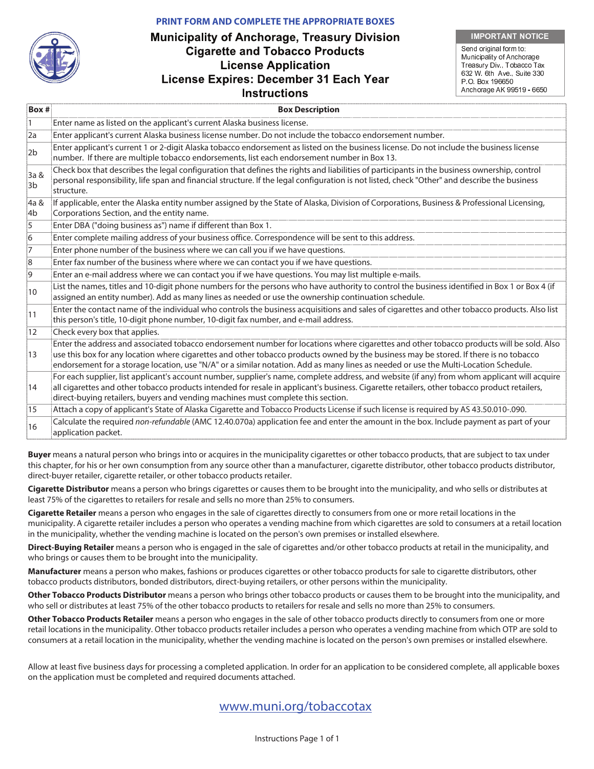PRINT FORM AND COMPLETE THE APPROPRIATE BOXES

# Municipality of Anchorage, Treasury Division
# Cigarette and Tobacco Products
# License Application
# License Expires: December 31 Each Year
## Instructions

**IMPORTANT NOTICE**

Send original form to:
Municipality of Anchorage
Treasury Div., Tobacco Tax
632 W. 6th Ave., Suite 330
P.O. Box 196650
Anchorage AK 99519 - 6650

| Box # | Box Description |
|---|---|
| 1 | Enter name as listed on the applicant's current Alaska business license. |
| 2a | Enter applicant's current Alaska business license number. Do not include the tobacco endorsement number. |
| 2b | Enter applicant's current 1 or 2-digit Alaska tobacco endorsement as listed on the business license. Do not include the business license number. If there are multiple tobacco endorsements, list each endorsement number in Box 13. |
| 3a & 3b | Check box that describes the legal configuration that defines the rights and liabilities of participants in the business ownership, control personal responsibility, life span and financial structure. If the legal configuration is not listed, check "Other" and describe the business structure. |
| 4a & 4b | If applicable, enter the Alaska entity number assigned by the State of Alaska, Division of Corporations, Business & Professional Licensing, Corporations Section, and the entity name. |
| 5 | Enter DBA ("doing business as") name if different than Box 1. |
| 6 | Enter complete mailing address of your business office. Correspondence will be sent to this address. |
| 7 | Enter phone number of the business where we can call you if we have questions. |
| 8 | Enter fax number of the business where where we can contact you if we have questions. |
| 9 | Enter an e-mail address where we can contact you if we have questions. You may list multiple e-mails. |
| 10 | List the names, titles and 10-digit phone numbers for the persons who have authority to control the business identified in Box 1 or Box 4 (if assigned an entity number). Add as many lines as needed or use the ownership continuation schedule. |
| 11 | Enter the contact name of the individual who controls the business acquisitions and sales of cigarettes and other tobacco products. Also list this person's title, 10-digit phone number, 10-digit fax number, and e-mail address. |
| 12 | Check every box that applies. |
| 13 | Enter the address and associated tobacco endorsement number for locations where cigarettes and other tobacco products will be sold. Also use this box for any location where cigarettes and other tobacco products owned by the business may be stored. If there is no tobacco endorsement for a storage location, use "N/A" or a similar notation. Add as many lines as needed or use the Multi-Location Schedule. |
| 14 | For each supplier, list applicant's account number, supplier's name, complete address, and website (if any) from whom applicant will acquire all cigarettes and other tobacco products intended for resale in applicant's business. Cigarette retailers, other tobacco product retailers, direct-buying retailers, buyers and vending machines must complete this section. |
| 15 | Attach a copy of applicant's State of Alaska Cigarette and Tobacco Products License if such license is required by AS 43.50.010-.090. |
| 16 | Calculate the required *non-refundable* (AMC 12.40.070a) application fee and enter the amount in the box. Include payment as part of your application packet. |

**Buyer** means a natural person who brings into or acquires in the municipality cigarettes or other tobacco products, that are subject to tax under this chapter, for his or her own consumption from any source other than a manufacturer, cigarette distributor, other tobacco products distributor, direct-buyer retailer, cigarette retailer, or other tobacco products retailer.

**Cigarette Distributor** means a person who brings cigarettes or causes them to be brought into the municipality, and who sells or distributes at least 75% of the cigarettes to retailers for resale and sells no more than 25% to consumers.

**Cigarette Retailer** means a person who engages in the sale of cigarettes directly to consumers from one or more retail locations in the municipality. A cigarette retailer includes a person who operates a vending machine from which cigarettes are sold to consumers at a retail location in the municipality, whether the vending machine is located on the person's own premises or installed elsewhere.

**Direct-Buying Retailer** means a person who is engaged in the sale of cigarettes and/or other tobacco products at retail in the municipality, and who brings or causes them to be brought into the municipality.

**Manufacturer** means a person who makes, fashions or produces cigarettes or other tobacco products for sale to cigarette distributors, other tobacco products distributors, bonded distributors, direct-buying retailers, or other persons within the municipality.

**Other Tobacco Products Distributor** means a person who brings other tobacco products or causes them to be brought into the municipality, and who sell or distributes at least 75% of the other tobacco products to retailers for resale and sells no more than 25% to consumers.

**Other Tobacco Products Retailer** means a person who engages in the sale of other tobacco products directly to consumers from one or more retail locations in the municipality. Other tobacco products retailer includes a person who operates a vending machine from which OTP are sold to consumers at a retail location in the municipality, whether the vending machine is located on the person's own premises or installed elsewhere.

Allow at least five business days for processing a completed application. In order for an application to be considered complete, all applicable boxes on the application must be completed and required documents attached.

www.muni.org/tobaccotax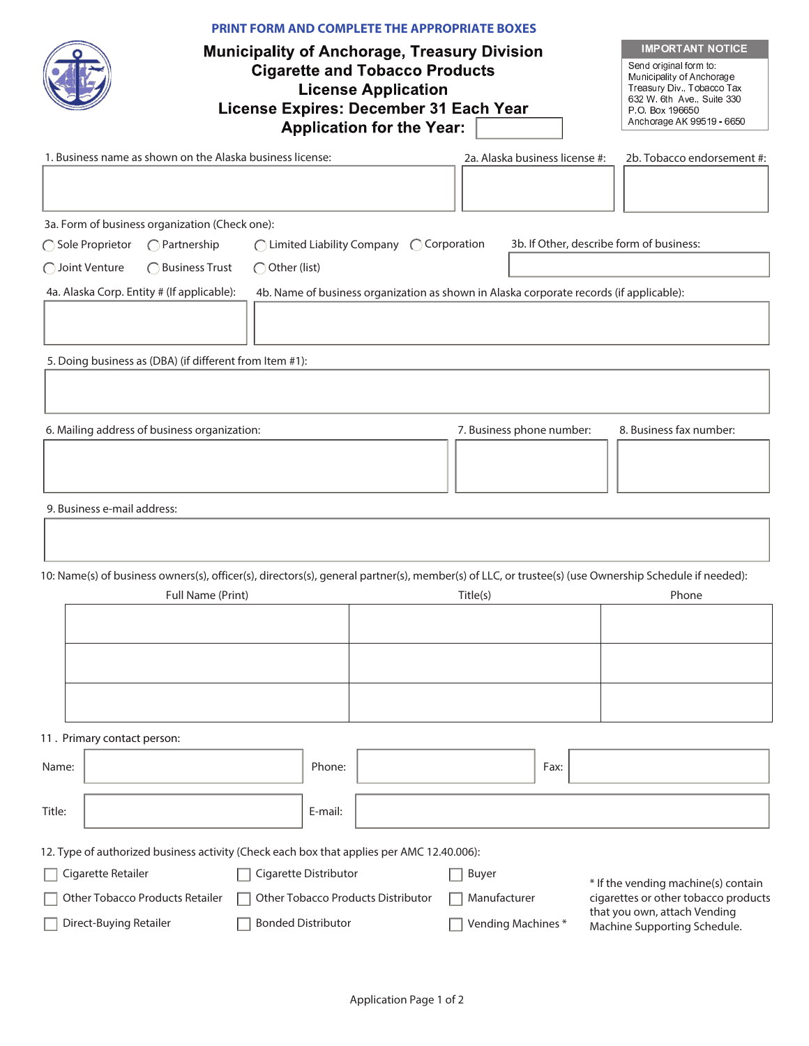PRINT FORM AND COMPLETE THE APPROPRIATE BOXES

# Municipality of Anchorage, Treasury Division
## Cigarette and Tobacco Products License Application
## License Expires: December 31 Each Year
## Application for the Year: ______

**IMPORTANT NOTICE**

Send original form to:
Municipality of Anchorage
Treasury Div., Tobacco Tax
632 W. 6th Ave., Suite 330
P.O. Box 196650
Anchorage AK 99519 - 6650

1. Business name as shown on the Alaska business license:

2a. Alaska business license #:

2b. Tobacco endorsement #:

3a. Form of business organization (Check one):

- ◯ Sole Proprietor
- ◯ Partnership
- ◯ Limited Liability Company
- ◯ Corporation
- ◯ Joint Venture
- ◯ Business Trust
- ◯ Other (list)

3b. If Other, describe form of business:

4a. Alaska Corp. Entity # (If applicable):

4b. Name of business organization as shown in Alaska corporate records (if applicable):

5. Doing business as (DBA) (if different from Item #1):

6. Mailing address of business organization:

7. Business phone number:

8. Business fax number:

9. Business e-mail address:

10: Name(s) of business owners(s), officer(s), directors(s), general partner(s), member(s) of LLC, or trustee(s) (use Ownership Schedule if needed):

| Full Name (Print) | Title(s) | Phone |
|---|---|---|
| | | |
| | | |
| | | |

11 . Primary contact person:

Name: ______ Phone: ______ Fax: ______

Title: ______ E-mail: ______

12. Type of authorized business activity (Check each box that applies per AMC 12.40.006):

- ☐ Cigarette Retailer
- ☐ Other Tobacco Products Retailer
- ☐ Direct-Buying Retailer
- ☐ Cigarette Distributor
- ☐ Other Tobacco Products Distributor
- ☐ Bonded Distributor
- ☐ Buyer
- ☐ Manufacturer
- ☐ Vending Machines *

* If the vending machine(s) contain cigarettes or other tobacco products that you own, attach Vending Machine Supporting Schedule.

Application Page 1 of 2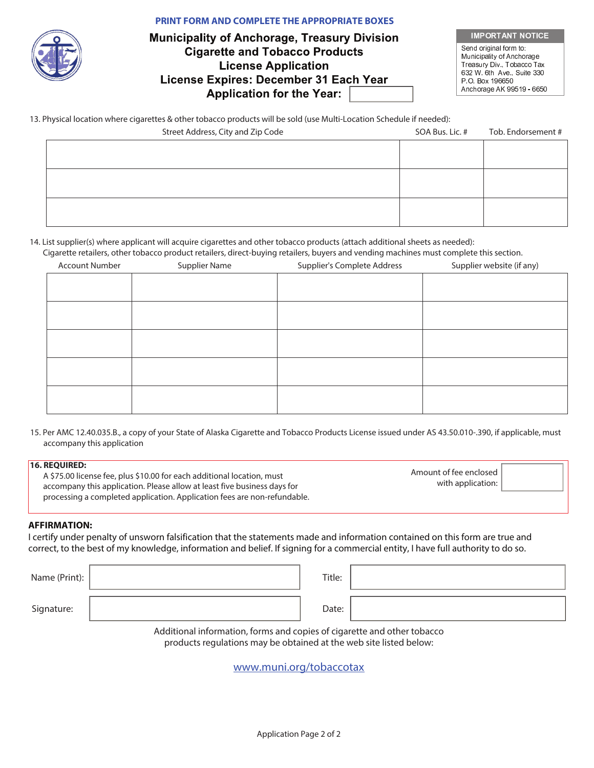**PRINT FORM AND COMPLETE THE APPROPRIATE BOXES**

# Municipality of Anchorage, Treasury Division
## Cigarette and Tobacco Products
## License Application
## License Expires: December 31 Each Year
## Application for the Year:

**IMPORTANT NOTICE**

Send original form to:
Municipality of Anchorage
Treasury Div., Tobacco Tax
632 W. 6th Ave., Suite 330
P.O. Box 196650
Anchorage AK 99519 - 6650

13. Physical location where cigarettes & other tobacco products will be sold (use Multi-Location Schedule if needed):

| Street Address, City and Zip Code | SOA Bus. Lic. # | Tob. Endorsement # |
|---|---|---|
| | | |
| | | |
| | | |

14. List supplier(s) where applicant will acquire cigarettes and other tobacco products (attach additional sheets as needed):
Cigarette retailers, other tobacco product retailers, direct-buying retailers, buyers and vending machines must complete this section.

| Account Number | Supplier Name | Supplier's Complete Address | Supplier website (if any) |
|---|---|---|---|
| | | | |
| | | | |
| | | | |
| | | | |
| | | | |

15. Per AMC 12.40.035.B., a copy of your State of Alaska Cigarette and Tobacco Products License issued under AS 43.50.010-.390, if applicable, must accompany this application

**16. REQUIRED:**
A $75.00 license fee, plus $10.00 for each additional location, must accompany this application. Please allow at least five business days for processing a completed application. Application fees are non-refundable.

Amount of fee enclosed with application:

**AFFIRMATION:**
I certify under penalty of unsworn falsification that the statements made and information contained on this form are true and correct, to the best of my knowledge, information and belief. If signing for a commercial entity, I have full authority to do so.

| | | | |
|---|---|---|---|
| Name (Print): | | Title: | |
| Signature: | | Date: | |

Additional information, forms and copies of cigarette and other tobacco products regulations may be obtained at the web site listed below:

www.muni.org/tobaccotax